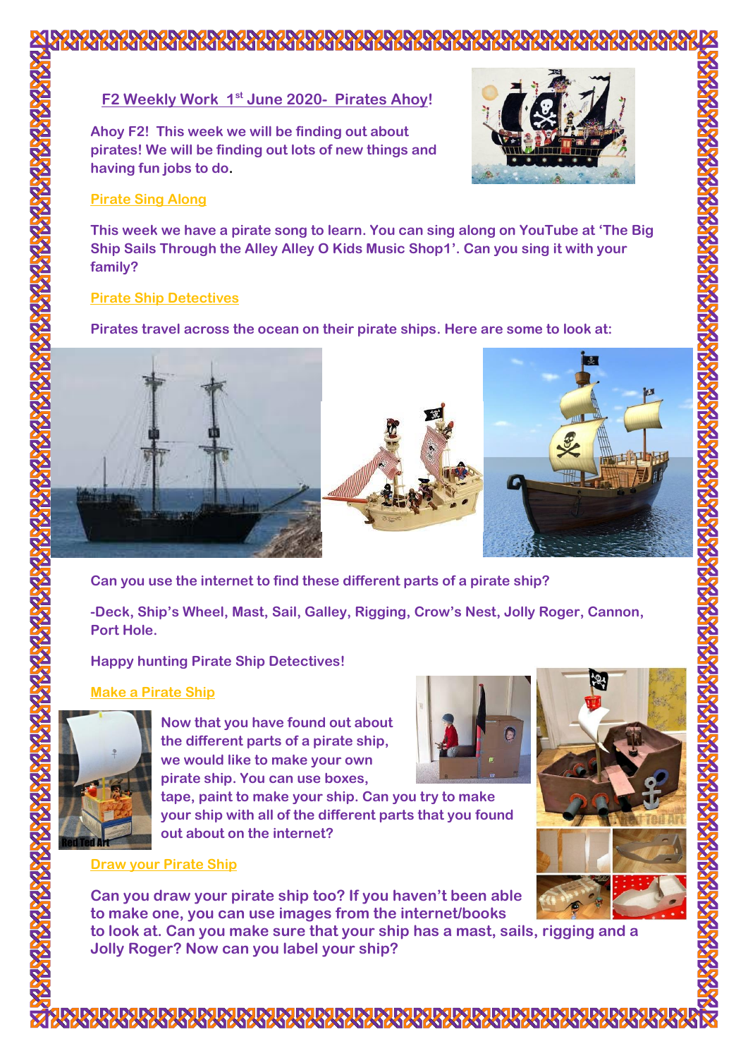## F2 Weekly Work 1st June 2020- Pirates Ahoy!

Ahoy F2! This week we will be finding out about pirates! We will be finding out lots of new things and having fun jobs to do.

### Pirate Sing Along

This week we have a pirate song to learn. You can sing along on YouTube at 'The Big Ship Sails Through the Alley Alley O Kids Music Shop1'. Can you sing it with your family?

### Pirate Ship Detectives

Pirates travel across the ocean on their pirate ships. Here are some to look at:

Can you use the internet to find these different parts of a pirate ship?

-Deck, Ship's Wheel, Mast, Sail, Galley, Rigging, Crow's Nest, Jolly Roger, Cannon, Port Hole.

Happy hunting Pirate Ship Detectives!

### Make a Pirate Ship

Now that you have found out about the different parts of a pirate ship, we would like to make your own pirate ship. You can use boxes, tape, paint to make your ship. Can you try to make your ship with all of the different parts that you found out about on the internet?

### Draw your Pirate Ship

Can you draw your pirate ship too? If you haven't been able to make one, you can use images from the internet/books to look at. Can you make sure that your ship has a mast, sails, rigging and a Jolly Roger? Now can you label your ship?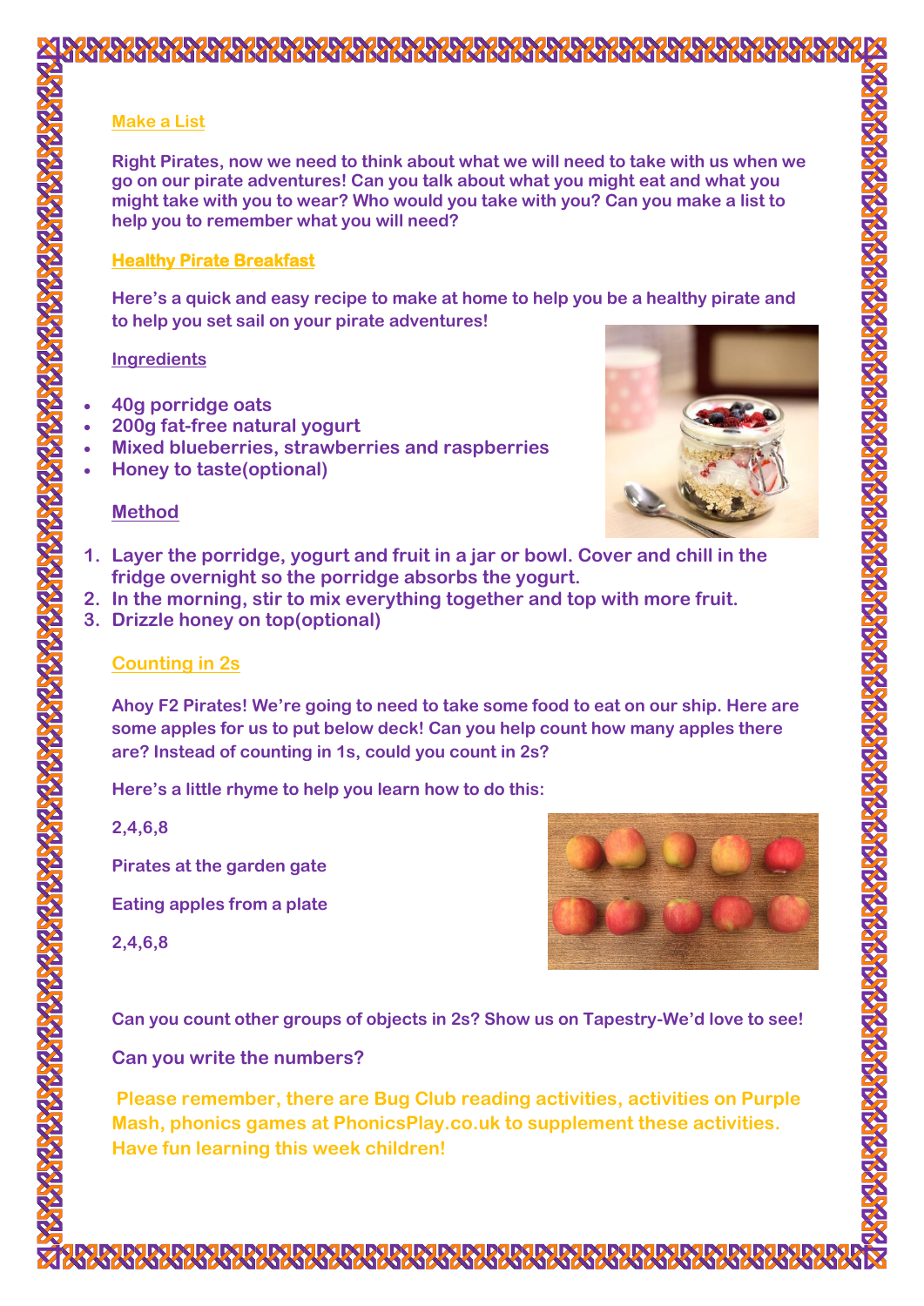## Make a List

Right Pirates, now we need to think about what we will need to take with us when we go on our pirate adventures! Can you talk about what you might eat and what you might take with you to wear? Who would you take with you? Can you make a list to help you to remember what you will need?

## Healthy Pirate Breakfast

Here's a quick and easy recipe to make at home to help you be a healthy pirate and to help you set sail on your pirate adventures!

### Ingredients

- 40g porridge oats
- 200g fat-free natural yogurt
- Mixed blueberries, strawberries and raspberries
- Honey to taste(optional)

### Method

1. Layer the porridge, yogurt and fruit in a jar or bowl. Cover and chill in the fridge overnight so the porridge absorbs the yogurt.
2. In the morning, stir to mix everything together and top with more fruit.
3. Drizzle honey on top(optional)

## Counting in 2s

Ahoy F2 Pirates! We're going to need to take some food to eat on our ship. Here are some apples for us to put below deck! Can you help count how many apples there are? Instead of counting in 1s, could you count in 2s?

Here's a little rhyme to help you learn how to do this:

2,4,6,8

Pirates at the garden gate

Eating apples from a plate

2,4,6,8

Can you count other groups of objects in 2s? Show us on Tapestry-We'd love to see!

Can you write the numbers?

Please remember, there are Bug Club reading activities, activities on Purple Mash, phonics games at PhonicsPlay.co.uk to supplement these activities. Have fun learning this week children!